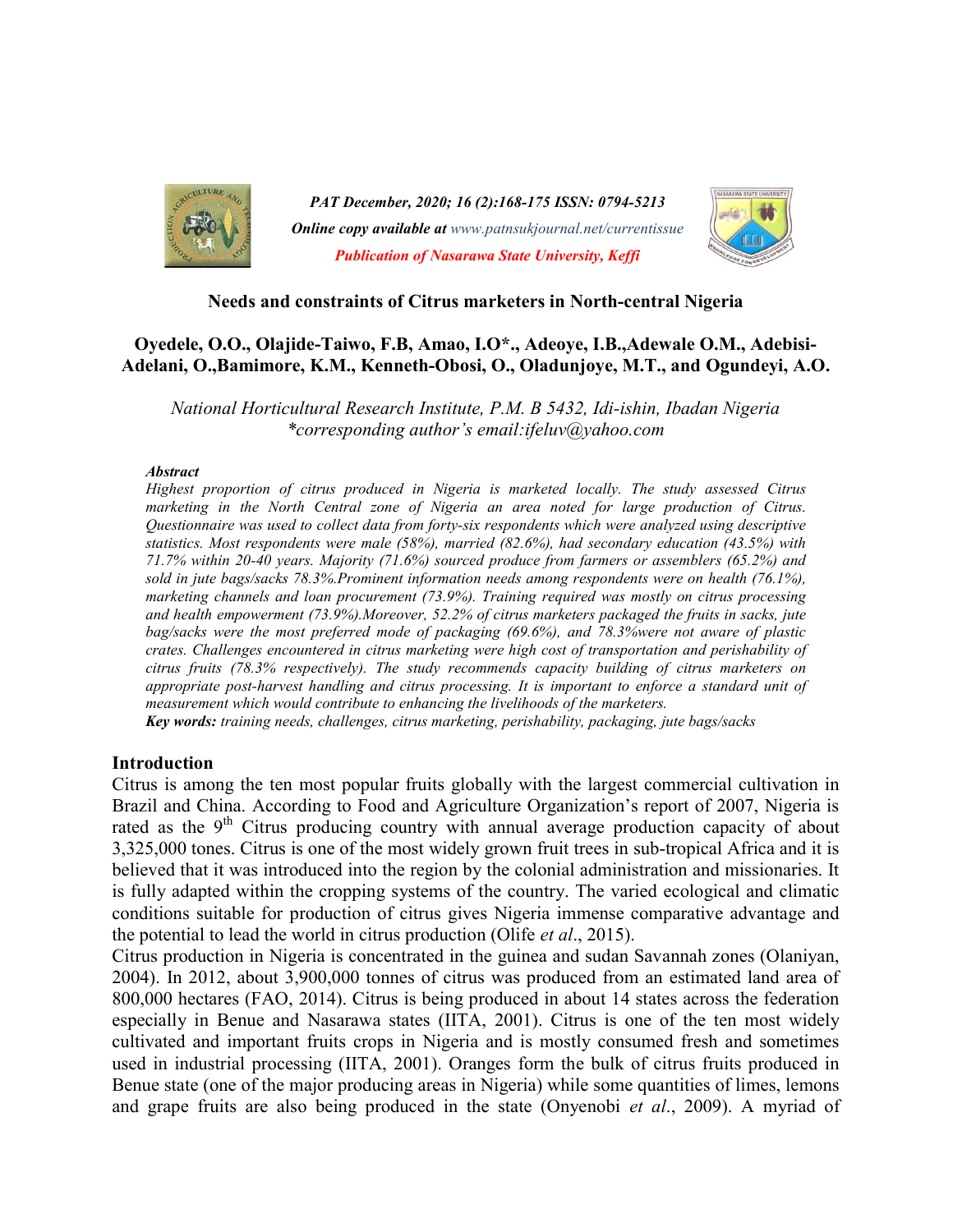## Needs and constraints of Citrus marketers in North-central Nigeria

**Oyedele, O.O., Olajide-Taiwo, F.B, Amao, I.O*., Adeoye, I.B.,Adewale O.M., Adebisi-Adelani, O.,Bamimore, K.M., Kenneth-Obosi, O., Oladunjoye, M.T., and Ogundeyi, A.O.**

*National Horticultural Research Institute, P.M. B 5432, Idi-ishin, Ibadan Nigeria*
*\*corresponding author's email:ifeluv@yahoo.com*

***Abstract***

*Highest proportion of citrus produced in Nigeria is marketed locally. The study assessed Citrus marketing in the North Central zone of Nigeria an area noted for large production of Citrus. Questionnaire was used to collect data from forty-six respondents which were analyzed using descriptive statistics. Most respondents were male (58%), married (82.6%), had secondary education (43.5%) with 71.7% within 20-40 years. Majority (71.6%) sourced produce from farmers or assemblers (65.2%) and sold in jute bags/sacks 78.3%.Prominent information needs among respondents were on health (76.1%), marketing channels and loan procurement (73.9%). Training required was mostly on citrus processing and health empowerment (73.9%).Moreover, 52.2% of citrus marketers packaged the fruits in sacks, jute bag/sacks were the most preferred mode of packaging (69.6%), and 78.3%were not aware of plastic crates. Challenges encountered in citrus marketing were high cost of transportation and perishability of citrus fruits (78.3% respectively). The study recommends capacity building of citrus marketers on appropriate post-harvest handling and citrus processing. It is important to enforce a standard unit of measurement which would contribute to enhancing the livelihoods of the marketers.*

***Key words:*** *training needs, challenges, citrus marketing, perishability, packaging, jute bags/sacks*

### Introduction

Citrus is among the ten most popular fruits globally with the largest commercial cultivation in Brazil and China. According to Food and Agriculture Organization's report of 2007, Nigeria is rated as the 9$^{th}$ Citrus producing country with annual average production capacity of about 3,325,000 tones. Citrus is one of the most widely grown fruit trees in sub-tropical Africa and it is believed that it was introduced into the region by the colonial administration and missionaries. It is fully adapted within the cropping systems of the country. The varied ecological and climatic conditions suitable for production of citrus gives Nigeria immense comparative advantage and the potential to lead the world in citrus production (Olife *et al*., 2015).

Citrus production in Nigeria is concentrated in the guinea and sudan Savannah zones (Olaniyan, 2004). In 2012, about 3,900,000 tonnes of citrus was produced from an estimated land area of 800,000 hectares (FAO, 2014). Citrus is being produced in about 14 states across the federation especially in Benue and Nasarawa states (IITA, 2001). Citrus is one of the ten most widely cultivated and important fruits crops in Nigeria and is mostly consumed fresh and sometimes used in industrial processing (IITA, 2001). Oranges form the bulk of citrus fruits produced in Benue state (one of the major producing areas in Nigeria) while some quantities of limes, lemons and grape fruits are also being produced in the state (Onyenobi *et al*., 2009). A myriad of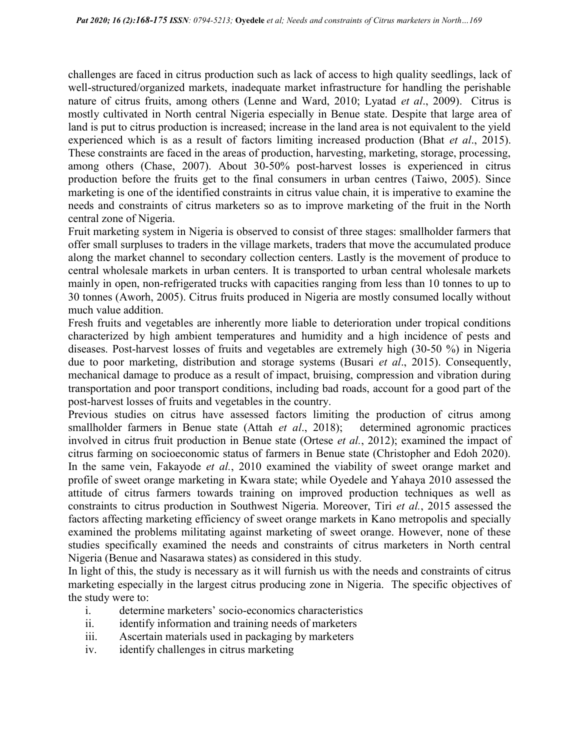challenges are faced in citrus production such as lack of access to high quality seedlings, lack of well-structured/organized markets, inadequate market infrastructure for handling the perishable nature of citrus fruits, among others (Lenne and Ward, 2010; Lyatad *et al*., 2009). Citrus is mostly cultivated in North central Nigeria especially in Benue state. Despite that large area of land is put to citrus production is increased; increase in the land area is not equivalent to the yield experienced which is as a result of factors limiting increased production (Bhat *et al*., 2015). These constraints are faced in the areas of production, harvesting, marketing, storage, processing, among others (Chase, 2007). About 30-50% post-harvest losses is experienced in citrus production before the fruits get to the final consumers in urban centres (Taiwo, 2005). Since marketing is one of the identified constraints in citrus value chain, it is imperative to examine the needs and constraints of citrus marketers so as to improve marketing of the fruit in the North central zone of Nigeria.

Fruit marketing system in Nigeria is observed to consist of three stages: smallholder farmers that offer small surpluses to traders in the village markets, traders that move the accumulated produce along the market channel to secondary collection centers. Lastly is the movement of produce to central wholesale markets in urban centers. It is transported to urban central wholesale markets mainly in open, non-refrigerated trucks with capacities ranging from less than 10 tonnes to up to 30 tonnes (Aworh, 2005). Citrus fruits produced in Nigeria are mostly consumed locally without much value addition.

Fresh fruits and vegetables are inherently more liable to deterioration under tropical conditions characterized by high ambient temperatures and humidity and a high incidence of pests and diseases. Post-harvest losses of fruits and vegetables are extremely high (30-50 %) in Nigeria due to poor marketing, distribution and storage systems (Busari *et al*., 2015). Consequently, mechanical damage to produce as a result of impact, bruising, compression and vibration during transportation and poor transport conditions, including bad roads, account for a good part of the post-harvest losses of fruits and vegetables in the country.

Previous studies on citrus have assessed factors limiting the production of citrus among smallholder farmers in Benue state (Attah *et al*., 2018); determined agronomic practices involved in citrus fruit production in Benue state (Ortese *et al.*, 2012); examined the impact of citrus farming on socioeconomic status of farmers in Benue state (Christopher and Edoh 2020). In the same vein, Fakayode *et al.*, 2010 examined the viability of sweet orange market and profile of sweet orange marketing in Kwara state; while Oyedele and Yahaya 2010 assessed the attitude of citrus farmers towards training on improved production techniques as well as constraints to citrus production in Southwest Nigeria. Moreover, Tiri *et al.*, 2015 assessed the factors affecting marketing efficiency of sweet orange markets in Kano metropolis and specially examined the problems militating against marketing of sweet orange. However, none of these studies specifically examined the needs and constraints of citrus marketers in North central Nigeria (Benue and Nasarawa states) as considered in this study.

In light of this, the study is necessary as it will furnish us with the needs and constraints of citrus marketing especially in the largest citrus producing zone in Nigeria. The specific objectives of the study were to:

i. determine marketers' socio-economics characteristics
ii. identify information and training needs of marketers
iii. Ascertain materials used in packaging by marketers
iv. identify challenges in citrus marketing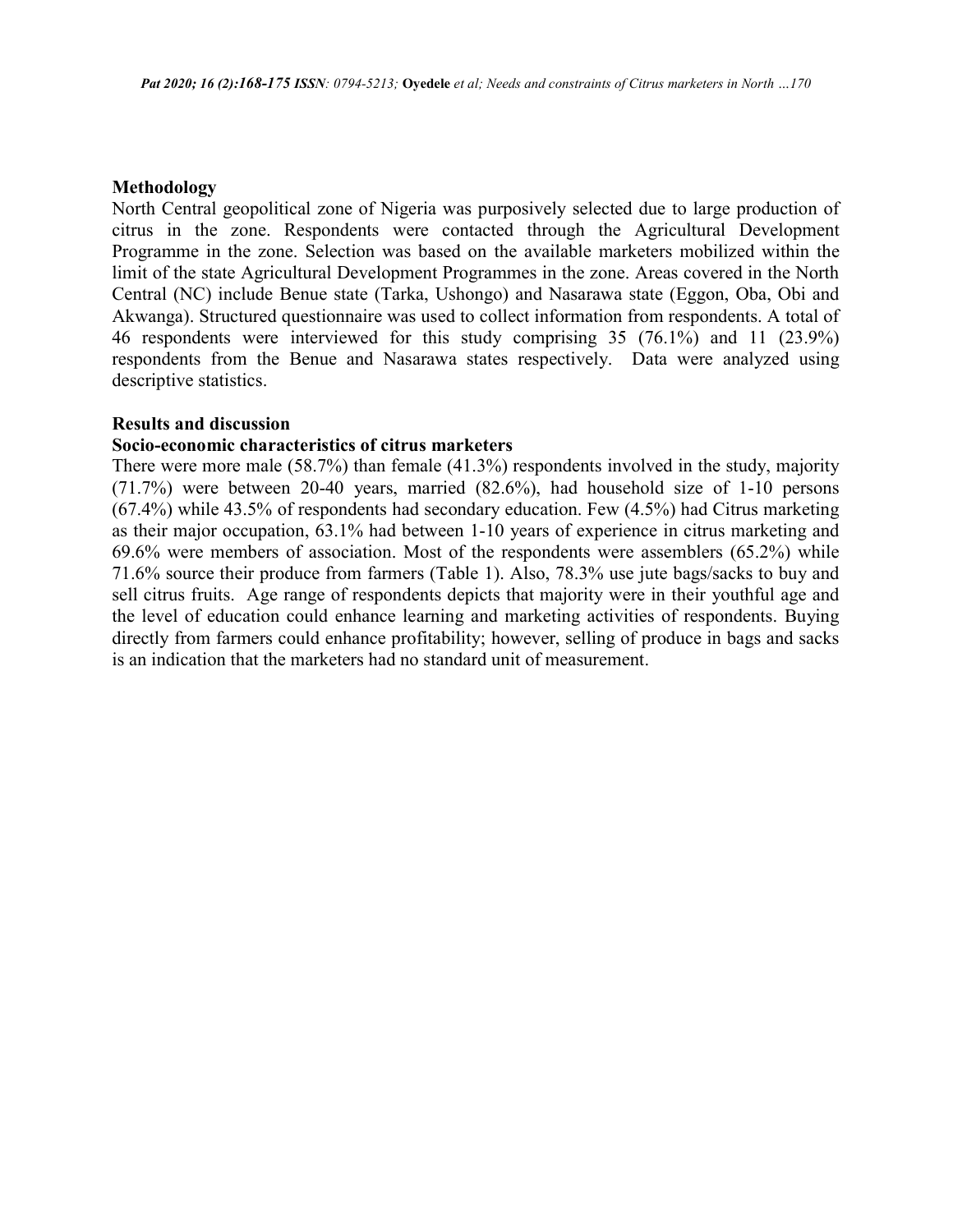## Methodology

North Central geopolitical zone of Nigeria was purposively selected due to large production of citrus in the zone. Respondents were contacted through the Agricultural Development Programme in the zone. Selection was based on the available marketers mobilized within the limit of the state Agricultural Development Programmes in the zone. Areas covered in the North Central (NC) include Benue state (Tarka, Ushongo) and Nasarawa state (Eggon, Oba, Obi and Akwanga). Structured questionnaire was used to collect information from respondents. A total of 46 respondents were interviewed for this study comprising 35 (76.1%) and 11 (23.9%) respondents from the Benue and Nasarawa states respectively. Data were analyzed using descriptive statistics.

## Results and discussion

### Socio-economic characteristics of citrus marketers

There were more male (58.7%) than female (41.3%) respondents involved in the study, majority (71.7%) were between 20-40 years, married (82.6%), had household size of 1-10 persons (67.4%) while 43.5% of respondents had secondary education. Few (4.5%) had Citrus marketing as their major occupation, 63.1% had between 1-10 years of experience in citrus marketing and 69.6% were members of association. Most of the respondents were assemblers (65.2%) while 71.6% source their produce from farmers (Table 1). Also, 78.3% use jute bags/sacks to buy and sell citrus fruits. Age range of respondents depicts that majority were in their youthful age and the level of education could enhance learning and marketing activities of respondents. Buying directly from farmers could enhance profitability; however, selling of produce in bags and sacks is an indication that the marketers had no standard unit of measurement.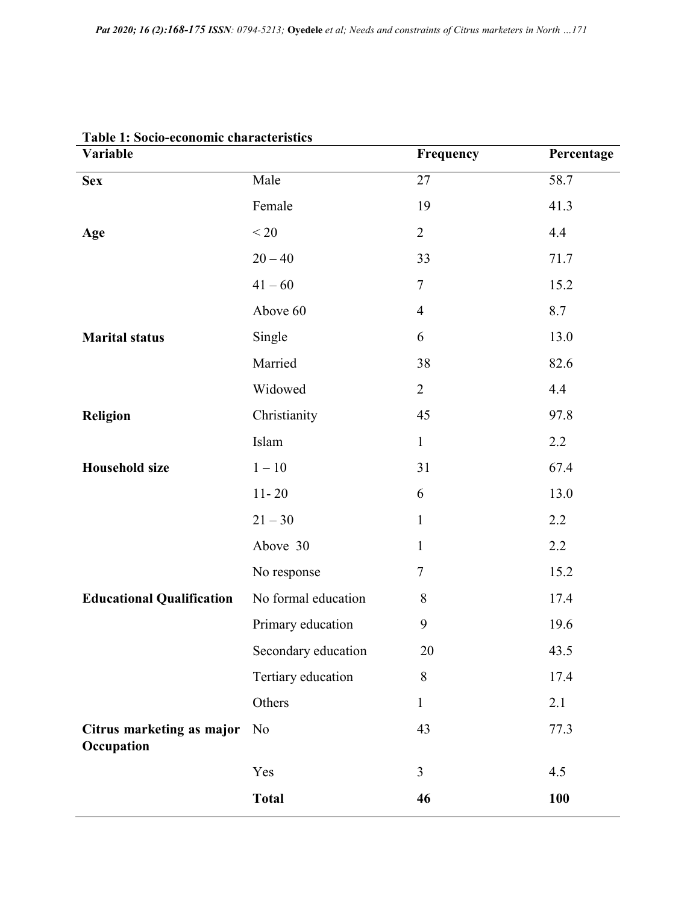**Table 1: Socio-economic characteristics**

| Variable | | Frequency | Percentage |
|---|---|---|---|
| **Sex** | Male | 27 | 58.7 |
| | Female | 19 | 41.3 |
| **Age** | < 20 | 2 | 4.4 |
| | 20 – 40 | 33 | 71.7 |
| | 41 – 60 | 7 | 15.2 |
| | Above 60 | 4 | 8.7 |
| **Marital status** | Single | 6 | 13.0 |
| | Married | 38 | 82.6 |
| | Widowed | 2 | 4.4 |
| **Religion** | Christianity | 45 | 97.8 |
| | Islam | 1 | 2.2 |
| **Household size** | 1 – 10 | 31 | 67.4 |
| | 11- 20 | 6 | 13.0 |
| | 21 – 30 | 1 | 2.2 |
| | Above 30 | 1 | 2.2 |
| | No response | 7 | 15.2 |
| **Educational Qualification** | No formal education | 8 | 17.4 |
| | Primary education | 9 | 19.6 |
| | Secondary education | 20 | 43.5 |
| | Tertiary education | 8 | 17.4 |
| | Others | 1 | 2.1 |
| **Citrus marketing as major Occupation** | No | 43 | 77.3 |
| | Yes | 3 | 4.5 |
| | **Total** | **46** | **100** |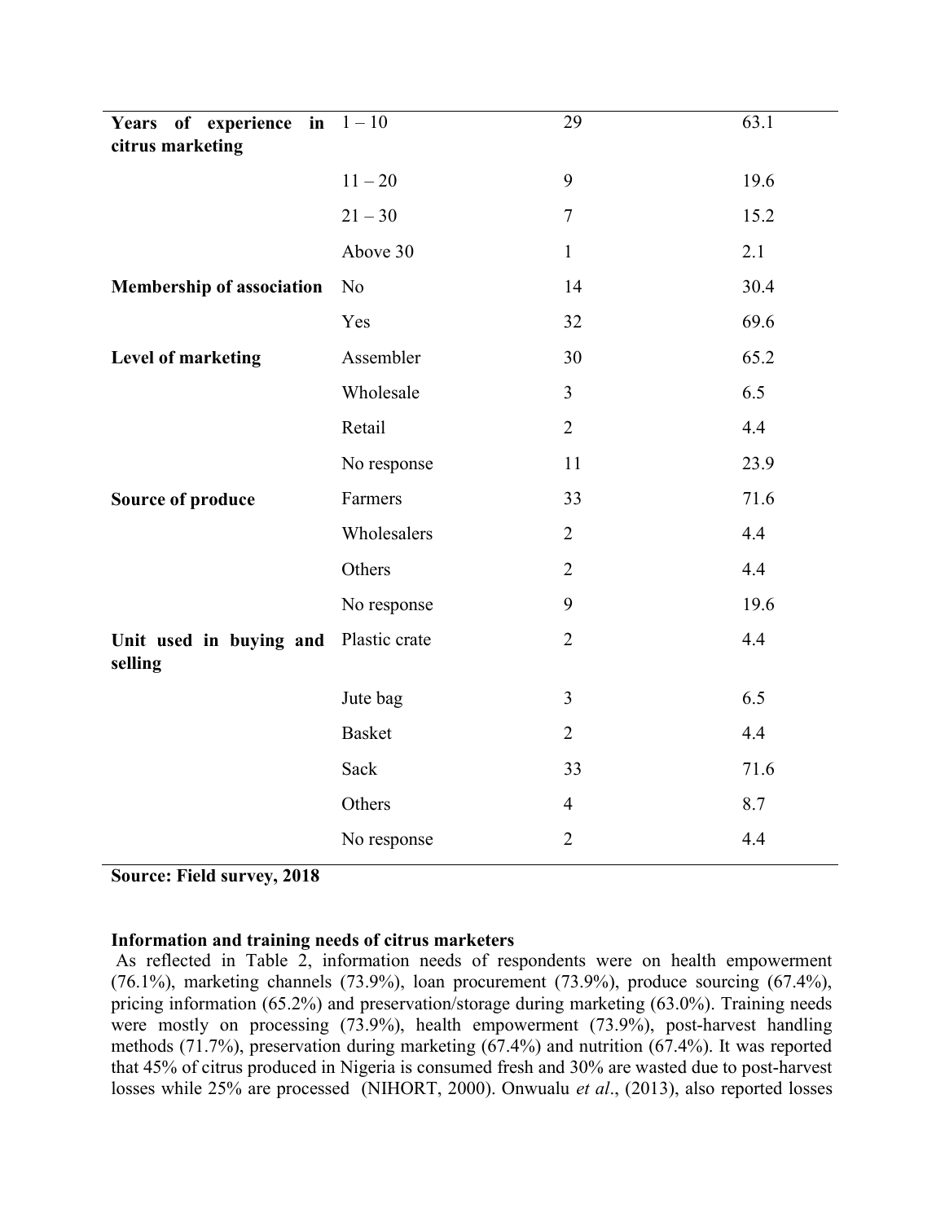| | | | |
|---|---|---|---|
| **Years of experience in citrus marketing** | 1 – 10 | 29 | 63.1 |
| | 11 – 20 | 9 | 19.6 |
| | 21 – 30 | 7 | 15.2 |
| | Above 30 | 1 | 2.1 |
| **Membership of association** | No | 14 | 30.4 |
| | Yes | 32 | 69.6 |
| **Level of marketing** | Assembler | 30 | 65.2 |
| | Wholesale | 3 | 6.5 |
| | Retail | 2 | 4.4 |
| | No response | 11 | 23.9 |
| **Source of produce** | Farmers | 33 | 71.6 |
| | Wholesalers | 2 | 4.4 |
| | Others | 2 | 4.4 |
| | No response | 9 | 19.6 |
| **Unit used in buying and selling** | Plastic crate | 2 | 4.4 |
| | Jute bag | 3 | 6.5 |
| | Basket | 2 | 4.4 |
| | Sack | 33 | 71.6 |
| | Others | 4 | 8.7 |
| | No response | 2 | 4.4 |

**Source: Field survey, 2018**

**Information and training needs of citrus marketers**

As reflected in Table 2, information needs of respondents were on health empowerment (76.1%), marketing channels (73.9%), loan procurement (73.9%), produce sourcing (67.4%), pricing information (65.2%) and preservation/storage during marketing (63.0%). Training needs were mostly on processing (73.9%), health empowerment (73.9%), post-harvest handling methods (71.7%), preservation during marketing (67.4%) and nutrition (67.4%). It was reported that 45% of citrus produced in Nigeria is consumed fresh and 30% are wasted due to post-harvest losses while 25% are processed (NIHORT, 2000). Onwualu *et al*., (2013), also reported losses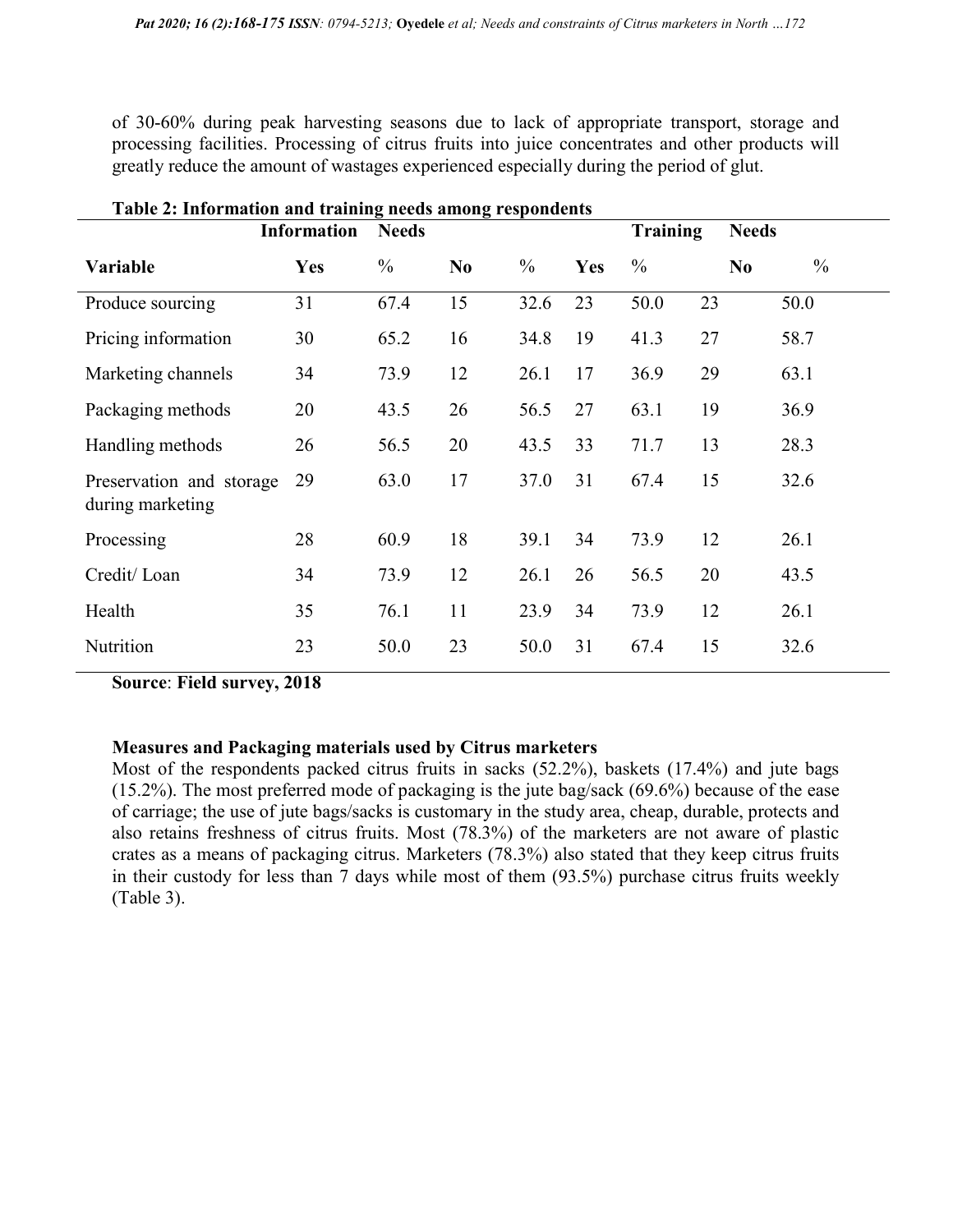of 30-60% during peak harvesting seasons due to lack of appropriate transport, storage and processing facilities. Processing of citrus fruits into juice concentrates and other products will greatly reduce the amount of wastages experienced especially during the period of glut.

**Table 2: Information and training needs among respondents**

| | Information | Needs | | | Training | Needs | | |
|---|---|---|---|---|---|---|---|---|
| **Variable** | **Yes** | % | **No** | % | **Yes** | % | **No** | % |
| Produce sourcing | 31 | 67.4 | 15 | 32.6 | 23 | 50.0 | 23 | 50.0 |
| Pricing information | 30 | 65.2 | 16 | 34.8 | 19 | 41.3 | 27 | 58.7 |
| Marketing channels | 34 | 73.9 | 12 | 26.1 | 17 | 36.9 | 29 | 63.1 |
| Packaging methods | 20 | 43.5 | 26 | 56.5 | 27 | 63.1 | 19 | 36.9 |
| Handling methods | 26 | 56.5 | 20 | 43.5 | 33 | 71.7 | 13 | 28.3 |
| Preservation and storage during marketing | 29 | 63.0 | 17 | 37.0 | 31 | 67.4 | 15 | 32.6 |
| Processing | 28 | 60.9 | 18 | 39.1 | 34 | 73.9 | 12 | 26.1 |
| Credit/ Loan | 34 | 73.9 | 12 | 26.1 | 26 | 56.5 | 20 | 43.5 |
| Health | 35 | 76.1 | 11 | 23.9 | 34 | 73.9 | 12 | 26.1 |
| Nutrition | 23 | 50.0 | 23 | 50.0 | 31 | 67.4 | 15 | 32.6 |

**Source**: **Field survey, 2018**

**Measures and Packaging materials used by Citrus marketers**

Most of the respondents packed citrus fruits in sacks (52.2%), baskets (17.4%) and jute bags (15.2%). The most preferred mode of packaging is the jute bag/sack (69.6%) because of the ease of carriage; the use of jute bags/sacks is customary in the study area, cheap, durable, protects and also retains freshness of citrus fruits. Most (78.3%) of the marketers are not aware of plastic crates as a means of packaging citrus. Marketers (78.3%) also stated that they keep citrus fruits in their custody for less than 7 days while most of them (93.5%) purchase citrus fruits weekly (Table 3).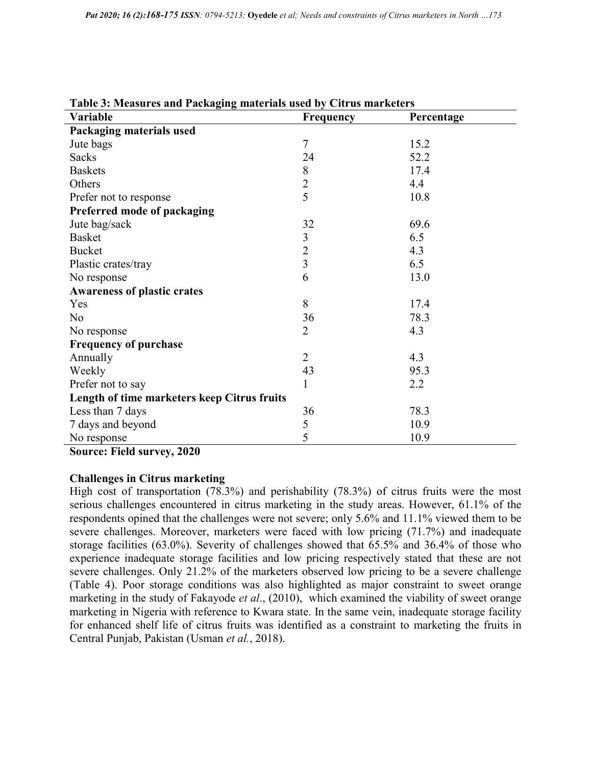**Table 3: Measures and Packaging materials used by Citrus marketers**

| Variable | Frequency | Percentage |
|---|---|---|
| **Packaging materials used** | | |
| Jute bags | 7 | 15.2 |
| Sacks | 24 | 52.2 |
| Baskets | 8 | 17.4 |
| Others | 2 | 4.4 |
| Prefer not to response | 5 | 10.8 |
| **Preferred mode of packaging** | | |
| Jute bag/sack | 32 | 69.6 |
| Basket | 3 | 6.5 |
| Bucket | 2 | 4.3 |
| Plastic crates/tray | 3 | 6.5 |
| No response | 6 | 13.0 |
| **Awareness of plastic crates** | | |
| Yes | 8 | 17.4 |
| No | 36 | 78.3 |
| No response | 2 | 4.3 |
| **Frequency of purchase** | | |
| Annually | 2 | 4.3 |
| Weekly | 43 | 95.3 |
| Prefer not to say | 1 | 2.2 |
| **Length of time marketers keep Citrus fruits** | | |
| Less than 7 days | 36 | 78.3 |
| 7 days and beyond | 5 | 10.9 |
| No response | 5 | 10.9 |

**Source: Field survey, 2020**

### Challenges in Citrus marketing

High cost of transportation (78.3%) and perishability (78.3%) of citrus fruits were the most serious challenges encountered in citrus marketing in the study areas. However, 61.1% of the respondents opined that the challenges were not severe; only 5.6% and 11.1% viewed them to be severe challenges. Moreover, marketers were faced with low pricing (71.7%) and inadequate storage facilities (63.0%). Severity of challenges showed that 65.5% and 36.4% of those who experience inadequate storage facilities and low pricing respectively stated that these are not severe challenges. Only 21.2% of the marketers observed low pricing to be a severe challenge (Table 4). Poor storage conditions was also highlighted as major constraint to sweet orange marketing in the study of Fakayode *et al*., (2010), which examined the viability of sweet orange marketing in Nigeria with reference to Kwara state. In the same vein, inadequate storage facility for enhanced shelf life of citrus fruits was identified as a constraint to marketing the fruits in Central Punjab, Pakistan (Usman *et al.*, 2018).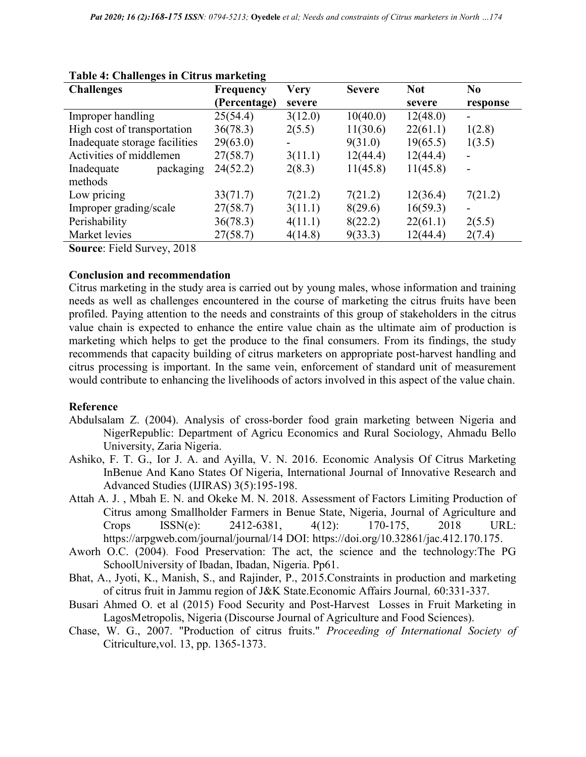**Table 4: Challenges in Citrus marketing**

| Challenges | Frequency (Percentage) | Very severe | Severe | Not severe | No response |
|---|---|---|---|---|---|
| Improper handling | 25(54.4) | 3(12.0) | 10(40.0) | 12(48.0) | - |
| High cost of transportation | 36(78.3) | 2(5.5) | 11(30.6) | 22(61.1) | 1(2.8) |
| Inadequate storage facilities | 29(63.0) | - | 9(31.0) | 19(65.5) | 1(3.5) |
| Activities of middlemen | 27(58.7) | 3(11.1) | 12(44.4) | 12(44.4) | - |
| Inadequate packaging methods | 24(52.2) | 2(8.3) | 11(45.8) | 11(45.8) | - |
| Low pricing | 33(71.7) | 7(21.2) | 7(21.2) | 12(36.4) | 7(21.2) |
| Improper grading/scale | 27(58.7) | 3(11.1) | 8(29.6) | 16(59.3) | - |
| Perishability | 36(78.3) | 4(11.1) | 8(22.2) | 22(61.1) | 2(5.5) |
| Market levies | 27(58.7) | 4(14.8) | 9(33.3) | 12(44.4) | 2(7.4) |

**Source**: Field Survey, 2018

**Conclusion and recommendation**

Citrus marketing in the study area is carried out by young males, whose information and training needs as well as challenges encountered in the course of marketing the citrus fruits have been profiled. Paying attention to the needs and constraints of this group of stakeholders in the citrus value chain is expected to enhance the entire value chain as the ultimate aim of production is marketing which helps to get the produce to the final consumers. From its findings, the study recommends that capacity building of citrus marketers on appropriate post-harvest handling and citrus processing is important. In the same vein, enforcement of standard unit of measurement would contribute to enhancing the livelihoods of actors involved in this aspect of the value chain.

**Reference**

Abdulsalam Z. (2004). Analysis of cross-border food grain marketing between Nigeria and NigerRepublic: Department of Agricu Economics and Rural Sociology, Ahmadu Bello University, Zaria Nigeria.

Ashiko, F. T. G., Ior J. A. and Ayilla, V. N. 2016. Economic Analysis Of Citrus Marketing InBenue And Kano States Of Nigeria, International Journal of Innovative Research and Advanced Studies (IJIRAS) 3(5):195-198.

Attah A. J. , Mbah E. N. and Okeke M. N. 2018. Assessment of Factors Limiting Production of Citrus among Smallholder Farmers in Benue State, Nigeria, Journal of Agriculture and Crops ISSN(e): 2412-6381, 4(12): 170-175, 2018 URL: https://arpgweb.com/journal/journal/14 DOI: https://doi.org/10.32861/jac.412.170.175.

Aworh O.C. (2004). Food Preservation: The act, the science and the technology:The PG SchoolUniversity of Ibadan, Ibadan, Nigeria. Pp61.

Bhat, A., Jyoti, K., Manish, S., and Rajinder, P., 2015.Constraints in production and marketing of citrus fruit in Jammu region of J&K State.Economic Affairs Journal*,* 60:331-337.

Busari Ahmed O. et al (2015) Food Security and Post-Harvest Losses in Fruit Marketing in LagosMetropolis, Nigeria (Discourse Journal of Agriculture and Food Sciences).

Chase, W. G., 2007. "Production of citrus fruits." *Proceeding of International Society of* Citriculture,vol. 13, pp. 1365-1373.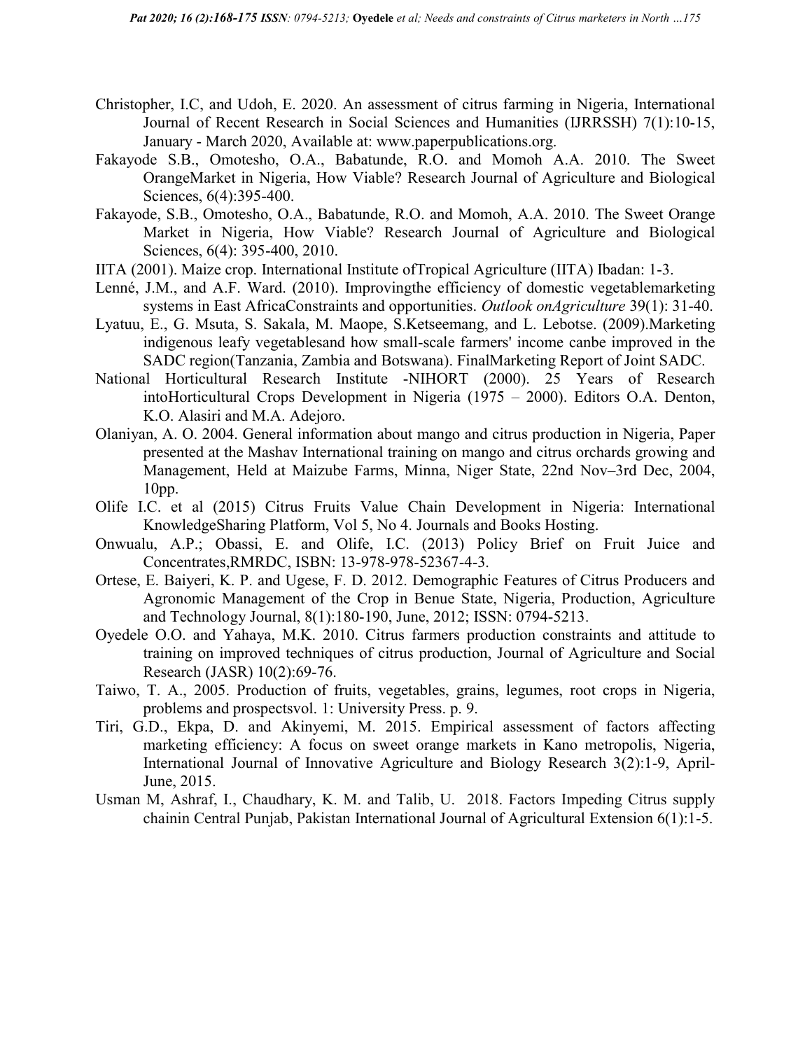Christopher, I.C, and Udoh, E. 2020. An assessment of citrus farming in Nigeria, International Journal of Recent Research in Social Sciences and Humanities (IJRRSSH) 7(1):10-15, January - March 2020, Available at: www.paperpublications.org.

Fakayode S.B., Omotesho, O.A., Babatunde, R.O. and Momoh A.A. 2010. The Sweet OrangeMarket in Nigeria, How Viable? Research Journal of Agriculture and Biological Sciences, 6(4):395-400.

Fakayode, S.B., Omotesho, O.A., Babatunde, R.O. and Momoh, A.A. 2010. The Sweet Orange Market in Nigeria, How Viable? Research Journal of Agriculture and Biological Sciences, 6(4): 395-400, 2010.

IITA (2001). Maize crop. International Institute ofTropical Agriculture (IITA) Ibadan: 1-3.

Lenné, J.M., and A.F. Ward. (2010). Improvingthe efficiency of domestic vegetablemarketing systems in East AfricaConstraints and opportunities. *Outlook onAgriculture* 39(1): 31-40.

Lyatuu, E., G. Msuta, S. Sakala, M. Maope, S.Ketseemang, and L. Lebotse. (2009).Marketing indigenous leafy vegetablesand how small-scale farmers' income canbe improved in the SADC region(Tanzania, Zambia and Botswana). FinalMarketing Report of Joint SADC.

National Horticultural Research Institute -NIHORT (2000). 25 Years of Research intoHorticultural Crops Development in Nigeria (1975 – 2000). Editors O.A. Denton, K.O. Alasiri and M.A. Adejoro.

Olaniyan, A. O. 2004. General information about mango and citrus production in Nigeria, Paper presented at the Mashav International training on mango and citrus orchards growing and Management, Held at Maizube Farms, Minna, Niger State, 22nd Nov–3rd Dec, 2004, 10pp.

Olife I.C. et al (2015) Citrus Fruits Value Chain Development in Nigeria: International KnowledgeSharing Platform, Vol 5, No 4. Journals and Books Hosting.

Onwualu, A.P.; Obassi, E. and Olife, I.C. (2013) Policy Brief on Fruit Juice and Concentrates,RMRDC, ISBN: 13-978-978-52367-4-3.

Ortese, E. Baiyeri, K. P. and Ugese, F. D. 2012. Demographic Features of Citrus Producers and Agronomic Management of the Crop in Benue State, Nigeria, Production, Agriculture and Technology Journal, 8(1):180-190, June, 2012; ISSN: 0794-5213.

Oyedele O.O. and Yahaya, M.K. 2010. Citrus farmers production constraints and attitude to training on improved techniques of citrus production, Journal of Agriculture and Social Research (JASR) 10(2):69-76.

Taiwo, T. A., 2005. Production of fruits, vegetables, grains, legumes, root crops in Nigeria, problems and prospectsvol. 1: University Press. p. 9.

Tiri, G.D., Ekpa, D. and Akinyemi, M. 2015. Empirical assessment of factors affecting marketing efficiency: A focus on sweet orange markets in Kano metropolis, Nigeria, International Journal of Innovative Agriculture and Biology Research 3(2):1-9, April-June, 2015.

Usman M, Ashraf, I., Chaudhary, K. M. and Talib, U. 2018. Factors Impeding Citrus supply chainin Central Punjab, Pakistan International Journal of Agricultural Extension 6(1):1-5.